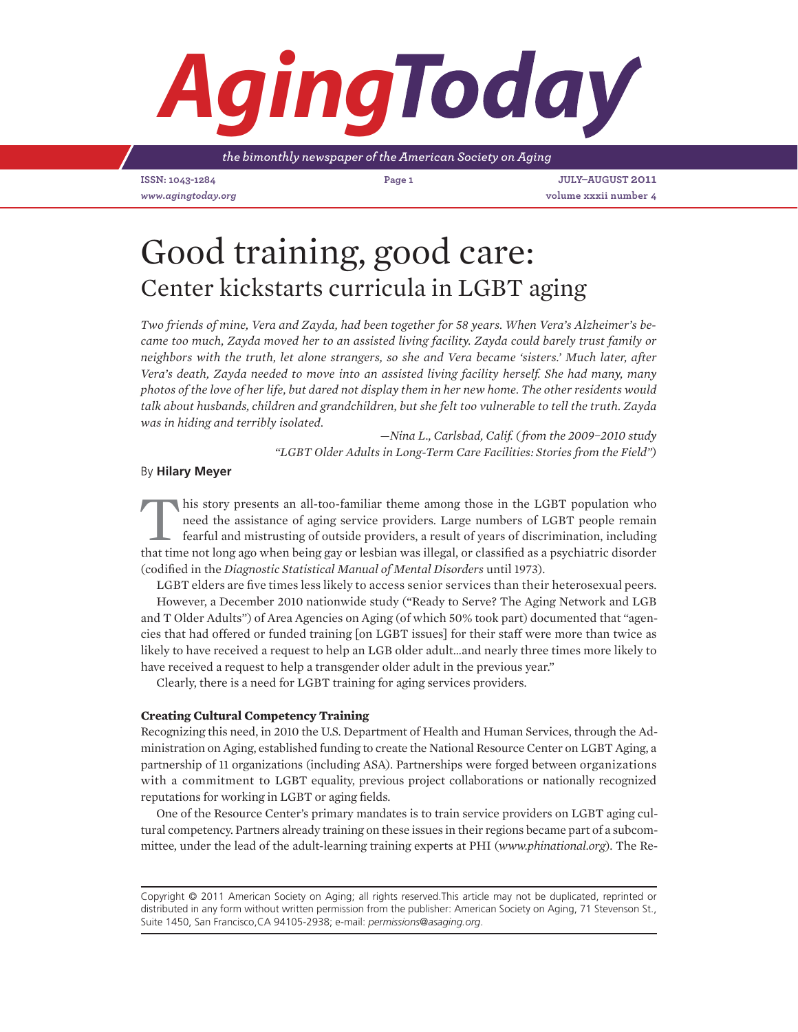# Good training, good care:

## Center kickstarts curricula in LGBT aging

*Two friends of mine, Vera and Zayda, had been together for 58 years. When Vera's Alzheimer's became too much, Zayda moved her to an assisted living facility. Zayda could barely trust family or neighbors with the truth, let alone strangers, so she and Vera became 'sisters.' Much later, after Vera's death, Zayda needed to move into an assisted living facility herself. She had many, many photos of the love of her life, but dared not display them in her new home. The other residents would talk about husbands, children and grandchildren, but she felt too vulnerable to tell the truth. Zayda was in hiding and terribly isolated.*

—*Nina L., Carlsbad, Calif. (from the 2009–2010 study "LGBT Older Adults in Long-Term Care Facilities: Stories from the Field")*

By **Hilary Meyer**

This story presents an all-too-familiar theme among those in the LGBT population who need the assistance of aging service providers. Large numbers of LGBT people remain fearful and mistrusting of outside providers, a result of years of discrimination, including that time not long ago when being gay or lesbian was illegal, or classified as a psychiatric disorder (codified in the *Diagnostic Statistical Manual of Mental Disorders* until 1973).

LGBT elders are five times less likely to access senior services than their heterosexual peers.

However, a December 2010 nationwide study ("Ready to Serve? The Aging Network and LGB and T Older Adults") of Area Agencies on Aging (of which 50% took part) documented that "agencies that had offered or funded training [on LGBT issues] for their staff were more than twice as likely to have received a request to help an LGB older adult...and nearly three times more likely to have received a request to help a transgender older adult in the previous year."

Clearly, there is a need for LGBT training for aging services providers.

### Creating Cultural Competency Training

Recognizing this need, in 2010 the U.S. Department of Health and Human Services, through the Administration on Aging, established funding to create the National Resource Center on LGBT Aging, a partnership of 11 organizations (including ASA). Partnerships were forged between organizations with a commitment to LGBT equality, previous project collaborations or nationally recognized reputations for working in LGBT or aging fields.

One of the Resource Center's primary mandates is to train service providers on LGBT aging cultural competency. Partners already training on these issues in their regions became part of a subcommittee, under the lead of the adult-learning training experts at PHI (*www.phinational.org*). The Re-

Copyright © 2011 American Society on Aging; all rights reserved.This article may not be duplicated, reprinted or distributed in any form without written permission from the publisher: American Society on Aging, 71 Stevenson St., Suite 1450, San Francisco,CA 94105-2938; e-mail: *permissions@asaging.org*.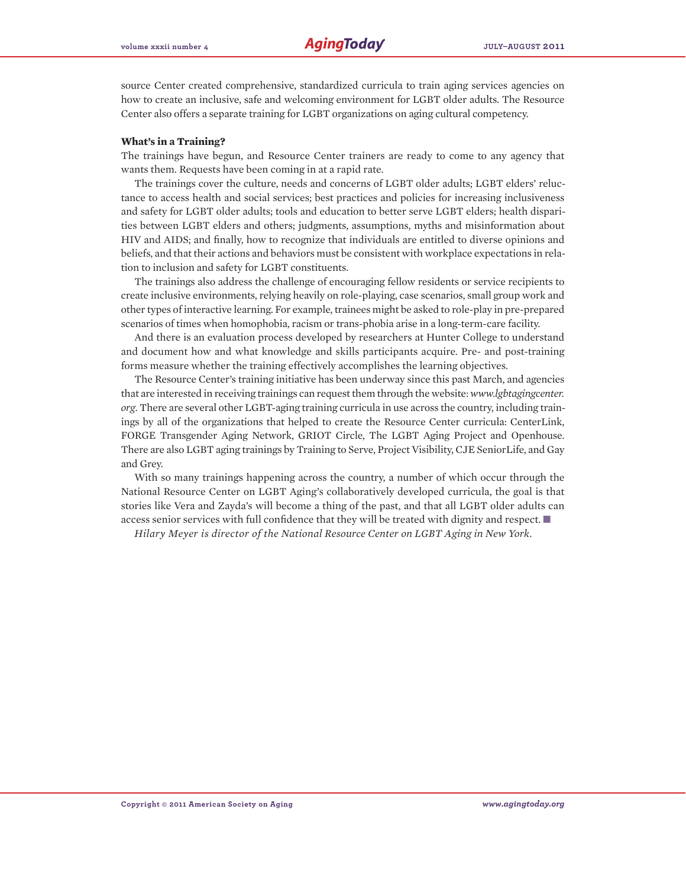source Center created comprehensive, standardized curricula to train aging services agencies on how to create an inclusive, safe and welcoming environment for LGBT older adults. The Resource Center also offers a separate training for LGBT organizations on aging cultural competency.

**What's in a Training?**

The trainings have begun, and Resource Center trainers are ready to come to any agency that wants them. Requests have been coming in at a rapid rate.

The trainings cover the culture, needs and concerns of LGBT older adults; LGBT elders' reluctance to access health and social services; best practices and policies for increasing inclusiveness and safety for LGBT older adults; tools and education to better serve LGBT elders; health disparities between LGBT elders and others; judgments, assumptions, myths and misinformation about HIV and AIDS; and finally, how to recognize that individuals are entitled to diverse opinions and beliefs, and that their actions and behaviors must be consistent with workplace expectations in relation to inclusion and safety for LGBT constituents.

The trainings also address the challenge of encouraging fellow residents or service recipients to create inclusive environments, relying heavily on role-playing, case scenarios, small group work and other types of interactive learning. For example, trainees might be asked to role-play in pre-prepared scenarios of times when homophobia, racism or trans-phobia arise in a long-term-care facility.

And there is an evaluation process developed by researchers at Hunter College to understand and document how and what knowledge and skills participants acquire. Pre- and post-training forms measure whether the training effectively accomplishes the learning objectives.

The Resource Center's training initiative has been underway since this past March, and agencies that are interested in receiving trainings can request them through the website: *www.lgbtagingcenter.org*. There are several other LGBT-aging training curricula in use across the country, including trainings by all of the organizations that helped to create the Resource Center curricula: CenterLink, FORGE Transgender Aging Network, GRIOT Circle, The LGBT Aging Project and Openhouse. There are also LGBT aging trainings by Training to Serve, Project Visibility, CJE SeniorLife, and Gay and Grey.

With so many trainings happening across the country, a number of which occur through the National Resource Center on LGBT Aging's collaboratively developed curricula, the goal is that stories like Vera and Zayda's will become a thing of the past, and that all LGBT older adults can access senior services with full confidence that they will be treated with dignity and respect. ■

*Hilary Meyer is director of the National Resource Center on LGBT Aging in New York.*